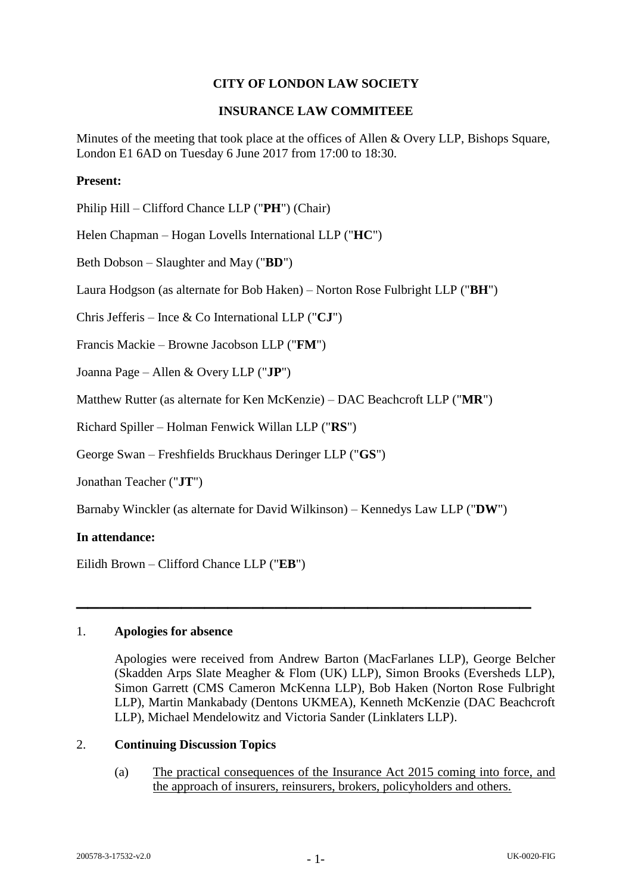**CITY OF LONDON LAW SOCIETY**

**INSURANCE LAW COMMITEEE**

Minutes of the meeting that took place at the offices of Allen & Overy LLP, Bishops Square, London E1 6AD on Tuesday 6 June 2017 from 17:00 to 18:30.

**Present:**

Philip Hill – Clifford Chance LLP ("**PH**") (Chair)

Helen Chapman – Hogan Lovells International LLP ("**HC**")

Beth Dobson – Slaughter and May ("**BD**")

Laura Hodgson (as alternate for Bob Haken) – Norton Rose Fulbright LLP ("**BH**")

Chris Jefferis – Ince & Co International LLP ("**CJ**")

Francis Mackie – Browne Jacobson LLP ("**FM**")

Joanna Page – Allen & Overy LLP ("**JP**")

Matthew Rutter (as alternate for Ken McKenzie) – DAC Beachcroft LLP ("**MR**")

Richard Spiller – Holman Fenwick Willan LLP ("**RS**")

George Swan – Freshfields Bruckhaus Deringer LLP ("**GS**")

Jonathan Teacher ("**JT**")

Barnaby Winckler (as alternate for David Wilkinson) – Kennedys Law LLP ("**DW**")

**In attendance:**

Eilidh Brown – Clifford Chance LLP ("**EB**")

---

1. **Apologies for absence**

   Apologies were received from Andrew Barton (MacFarlanes LLP), George Belcher (Skadden Arps Slate Meagher & Flom (UK) LLP), Simon Brooks (Eversheds LLP), Simon Garrett (CMS Cameron McKenna LLP), Bob Haken (Norton Rose Fulbright LLP), Martin Mankabady (Dentons UKMEA), Kenneth McKenzie (DAC Beachcroft LLP), Michael Mendelowitz and Victoria Sander (Linklaters LLP).

2. **Continuing Discussion Topics**

   (a) The practical consequences of the Insurance Act 2015 coming into force, and the approach of insurers, reinsurers, brokers, policyholders and others.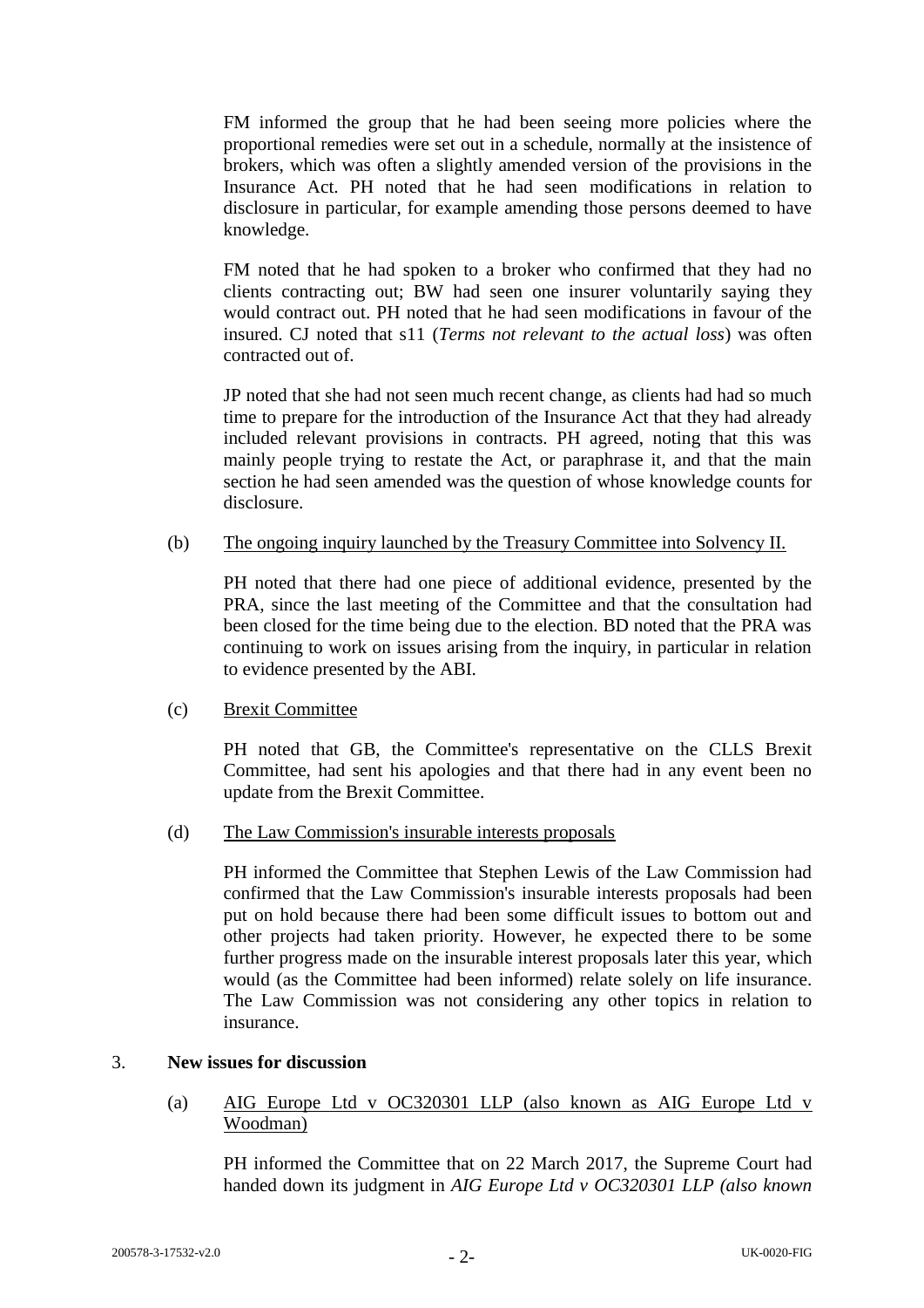FM informed the group that he had been seeing more policies where the proportional remedies were set out in a schedule, normally at the insistence of brokers, which was often a slightly amended version of the provisions in the Insurance Act. PH noted that he had seen modifications in relation to disclosure in particular, for example amending those persons deemed to have knowledge.

FM noted that he had spoken to a broker who confirmed that they had no clients contracting out; BW had seen one insurer voluntarily saying they would contract out. PH noted that he had seen modifications in favour of the insured. CJ noted that s11 (*Terms not relevant to the actual loss*) was often contracted out of.

JP noted that she had not seen much recent change, as clients had had so much time to prepare for the introduction of the Insurance Act that they had already included relevant provisions in contracts. PH agreed, noting that this was mainly people trying to restate the Act, or paraphrase it, and that the main section he had seen amended was the question of whose knowledge counts for disclosure.

(b) The ongoing inquiry launched by the Treasury Committee into Solvency II.

PH noted that there had one piece of additional evidence, presented by the PRA, since the last meeting of the Committee and that the consultation had been closed for the time being due to the election. BD noted that the PRA was continuing to work on issues arising from the inquiry, in particular in relation to evidence presented by the ABI.

(c) Brexit Committee

PH noted that GB, the Committee's representative on the CLLS Brexit Committee, had sent his apologies and that there had in any event been no update from the Brexit Committee.

(d) The Law Commission's insurable interests proposals

PH informed the Committee that Stephen Lewis of the Law Commission had confirmed that the Law Commission's insurable interests proposals had been put on hold because there had been some difficult issues to bottom out and other projects had taken priority. However, he expected there to be some further progress made on the insurable interest proposals later this year, which would (as the Committee had been informed) relate solely on life insurance. The Law Commission was not considering any other topics in relation to insurance.

3. **New issues for discussion**

(a) AIG Europe Ltd v OC320301 LLP (also known as AIG Europe Ltd v Woodman)

PH informed the Committee that on 22 March 2017, the Supreme Court had handed down its judgment in *AIG Europe Ltd v OC320301 LLP (also known*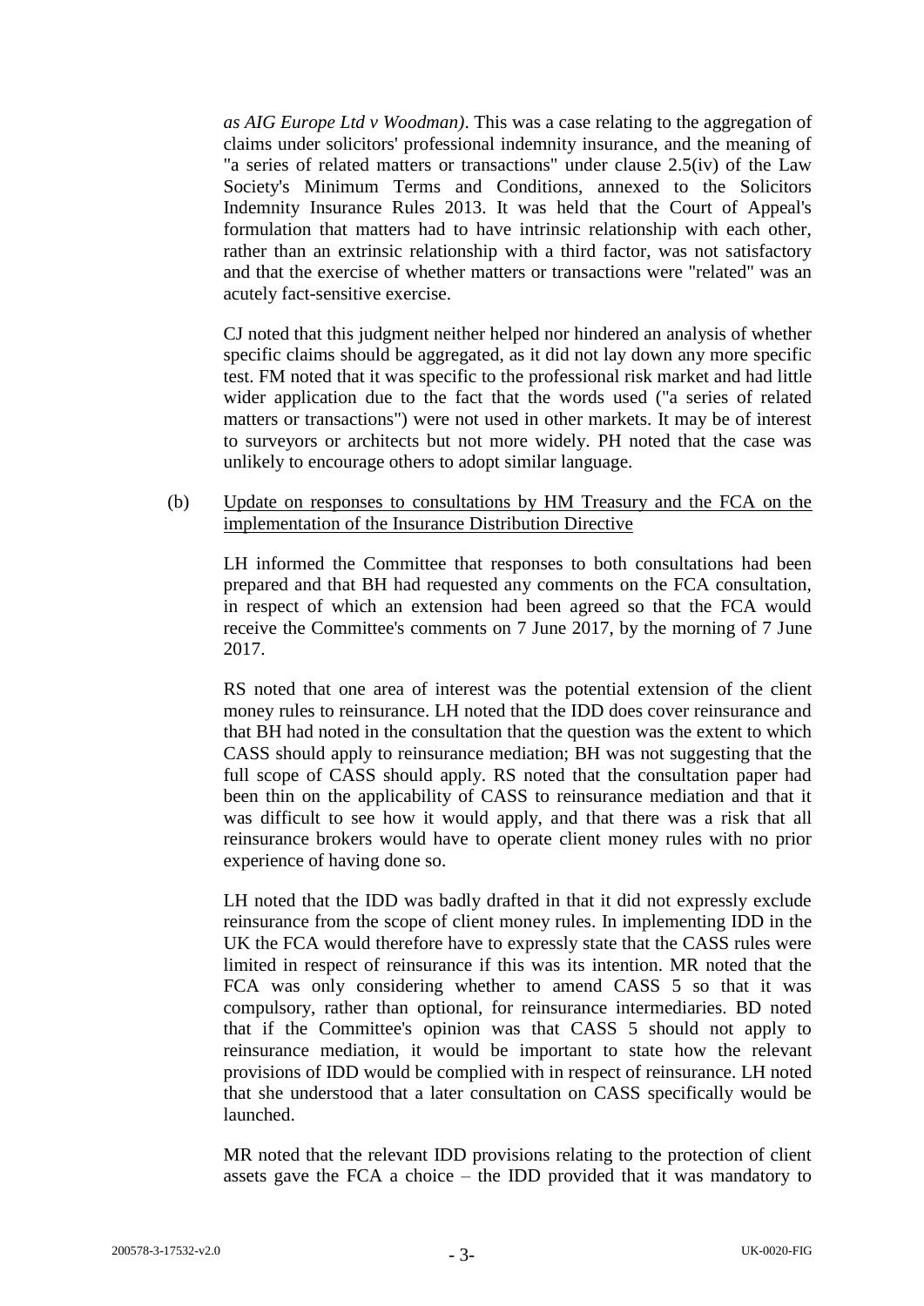*as AIG Europe Ltd v Woodman)*. This was a case relating to the aggregation of claims under solicitors' professional indemnity insurance, and the meaning of "a series of related matters or transactions" under clause 2.5(iv) of the Law Society's Minimum Terms and Conditions, annexed to the Solicitors Indemnity Insurance Rules 2013. It was held that the Court of Appeal's formulation that matters had to have intrinsic relationship with each other, rather than an extrinsic relationship with a third factor, was not satisfactory and that the exercise of whether matters or transactions were "related" was an acutely fact-sensitive exercise.

CJ noted that this judgment neither helped nor hindered an analysis of whether specific claims should be aggregated, as it did not lay down any more specific test. FM noted that it was specific to the professional risk market and had little wider application due to the fact that the words used ("a series of related matters or transactions") were not used in other markets. It may be of interest to surveyors or architects but not more widely. PH noted that the case was unlikely to encourage others to adopt similar language.

(b) Update on responses to consultations by HM Treasury and the FCA on the implementation of the Insurance Distribution Directive

LH informed the Committee that responses to both consultations had been prepared and that BH had requested any comments on the FCA consultation, in respect of which an extension had been agreed so that the FCA would receive the Committee's comments on 7 June 2017, by the morning of 7 June 2017.

RS noted that one area of interest was the potential extension of the client money rules to reinsurance. LH noted that the IDD does cover reinsurance and that BH had noted in the consultation that the question was the extent to which CASS should apply to reinsurance mediation; BH was not suggesting that the full scope of CASS should apply. RS noted that the consultation paper had been thin on the applicability of CASS to reinsurance mediation and that it was difficult to see how it would apply, and that there was a risk that all reinsurance brokers would have to operate client money rules with no prior experience of having done so.

LH noted that the IDD was badly drafted in that it did not expressly exclude reinsurance from the scope of client money rules. In implementing IDD in the UK the FCA would therefore have to expressly state that the CASS rules were limited in respect of reinsurance if this was its intention. MR noted that the FCA was only considering whether to amend CASS 5 so that it was compulsory, rather than optional, for reinsurance intermediaries. BD noted that if the Committee's opinion was that CASS 5 should not apply to reinsurance mediation, it would be important to state how the relevant provisions of IDD would be complied with in respect of reinsurance. LH noted that she understood that a later consultation on CASS specifically would be launched.

MR noted that the relevant IDD provisions relating to the protection of client assets gave the FCA a choice – the IDD provided that it was mandatory to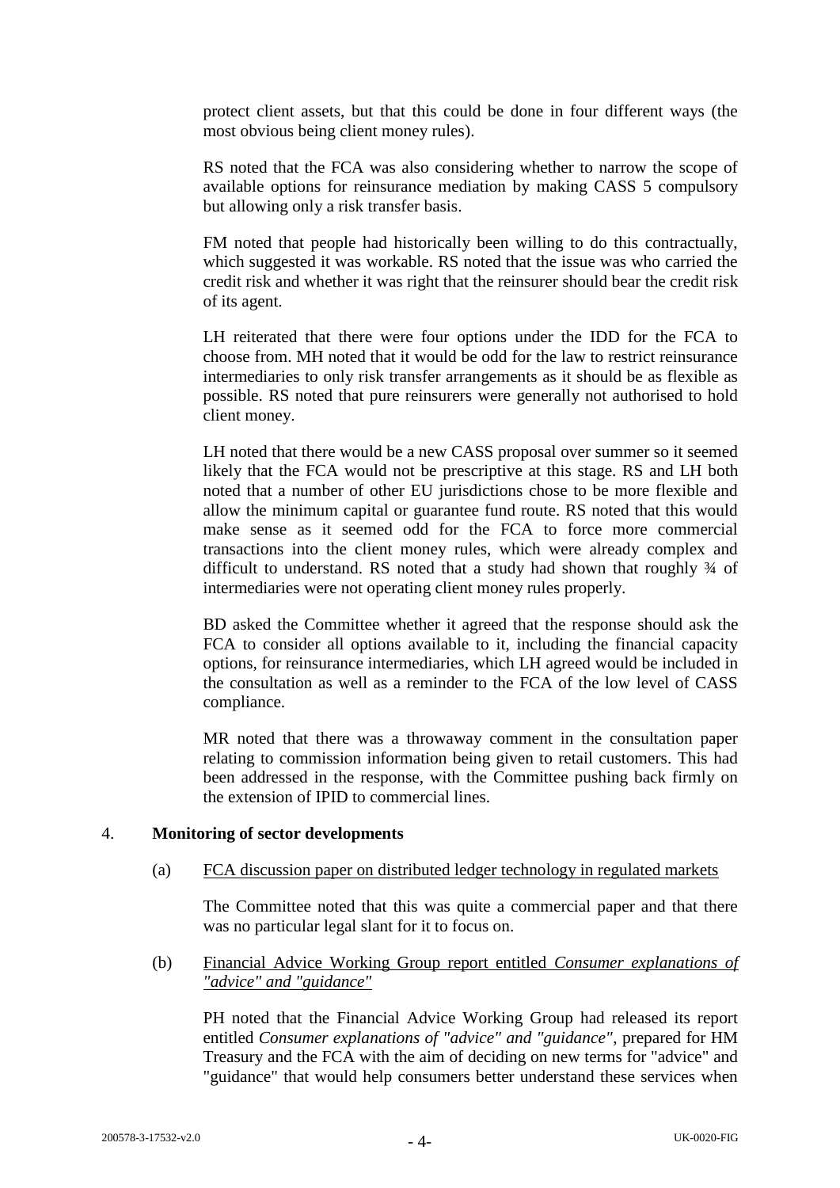protect client assets, but that this could be done in four different ways (the most obvious being client money rules).

RS noted that the FCA was also considering whether to narrow the scope of available options for reinsurance mediation by making CASS 5 compulsory but allowing only a risk transfer basis.

FM noted that people had historically been willing to do this contractually, which suggested it was workable. RS noted that the issue was who carried the credit risk and whether it was right that the reinsurer should bear the credit risk of its agent.

LH reiterated that there were four options under the IDD for the FCA to choose from. MH noted that it would be odd for the law to restrict reinsurance intermediaries to only risk transfer arrangements as it should be as flexible as possible. RS noted that pure reinsurers were generally not authorised to hold client money.

LH noted that there would be a new CASS proposal over summer so it seemed likely that the FCA would not be prescriptive at this stage. RS and LH both noted that a number of other EU jurisdictions chose to be more flexible and allow the minimum capital or guarantee fund route. RS noted that this would make sense as it seemed odd for the FCA to force more commercial transactions into the client money rules, which were already complex and difficult to understand. RS noted that a study had shown that roughly ¾ of intermediaries were not operating client money rules properly.

BD asked the Committee whether it agreed that the response should ask the FCA to consider all options available to it, including the financial capacity options, for reinsurance intermediaries, which LH agreed would be included in the consultation as well as a reminder to the FCA of the low level of CASS compliance.

MR noted that there was a throwaway comment in the consultation paper relating to commission information being given to retail customers. This had been addressed in the response, with the Committee pushing back firmly on the extension of IPID to commercial lines.

## 4. **Monitoring of sector developments**

(a) FCA discussion paper on distributed ledger technology in regulated markets

The Committee noted that this was quite a commercial paper and that there was no particular legal slant for it to focus on.

(b) Financial Advice Working Group report entitled *Consumer explanations of "advice" and "guidance"*

PH noted that the Financial Advice Working Group had released its report entitled *Consumer explanations of "advice" and "guidance"*, prepared for HM Treasury and the FCA with the aim of deciding on new terms for "advice" and "guidance" that would help consumers better understand these services when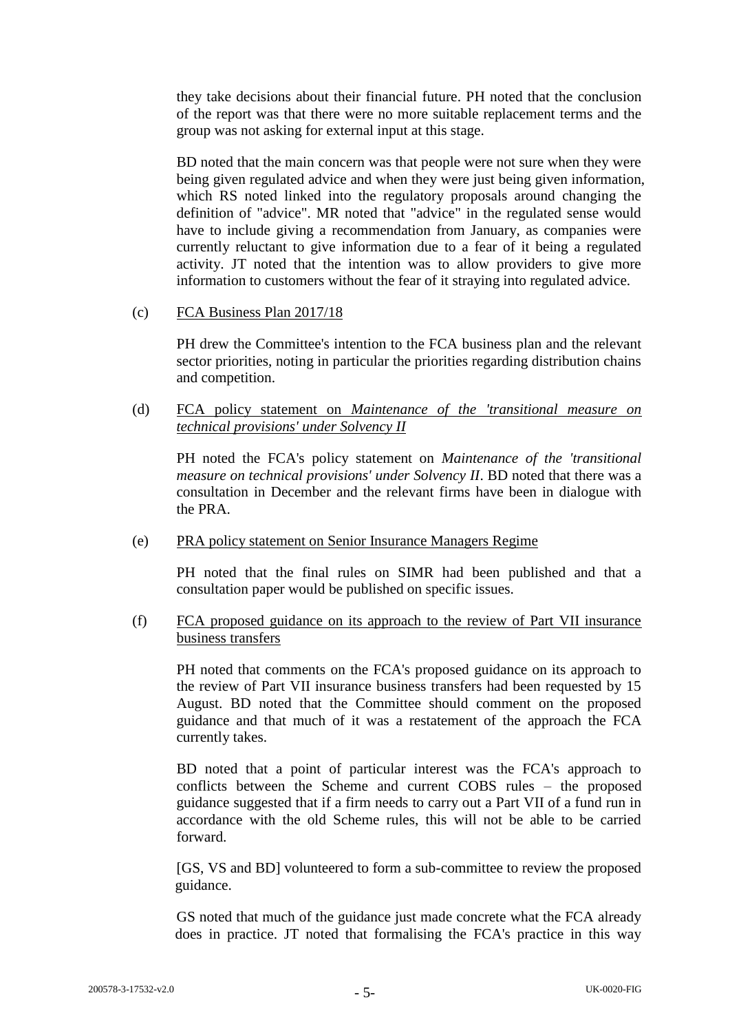they take decisions about their financial future. PH noted that the conclusion of the report was that there were no more suitable replacement terms and the group was not asking for external input at this stage.

BD noted that the main concern was that people were not sure when they were being given regulated advice and when they were just being given information, which RS noted linked into the regulatory proposals around changing the definition of "advice". MR noted that "advice" in the regulated sense would have to include giving a recommendation from January, as companies were currently reluctant to give information due to a fear of it being a regulated activity. JT noted that the intention was to allow providers to give more information to customers without the fear of it straying into regulated advice.

(c) FCA Business Plan 2017/18

PH drew the Committee's intention to the FCA business plan and the relevant sector priorities, noting in particular the priorities regarding distribution chains and competition.

(d) FCA policy statement on *Maintenance of the 'transitional measure on technical provisions' under Solvency II*

PH noted the FCA's policy statement on *Maintenance of the 'transitional measure on technical provisions' under Solvency II*. BD noted that there was a consultation in December and the relevant firms have been in dialogue with the PRA.

(e) PRA policy statement on Senior Insurance Managers Regime

PH noted that the final rules on SIMR had been published and that a consultation paper would be published on specific issues.

(f) FCA proposed guidance on its approach to the review of Part VII insurance business transfers

PH noted that comments on the FCA's proposed guidance on its approach to the review of Part VII insurance business transfers had been requested by 15 August. BD noted that the Committee should comment on the proposed guidance and that much of it was a restatement of the approach the FCA currently takes.

BD noted that a point of particular interest was the FCA's approach to conflicts between the Scheme and current COBS rules – the proposed guidance suggested that if a firm needs to carry out a Part VII of a fund run in accordance with the old Scheme rules, this will not be able to be carried forward.

[GS, VS and BD] volunteered to form a sub-committee to review the proposed guidance.

GS noted that much of the guidance just made concrete what the FCA already does in practice. JT noted that formalising the FCA's practice in this way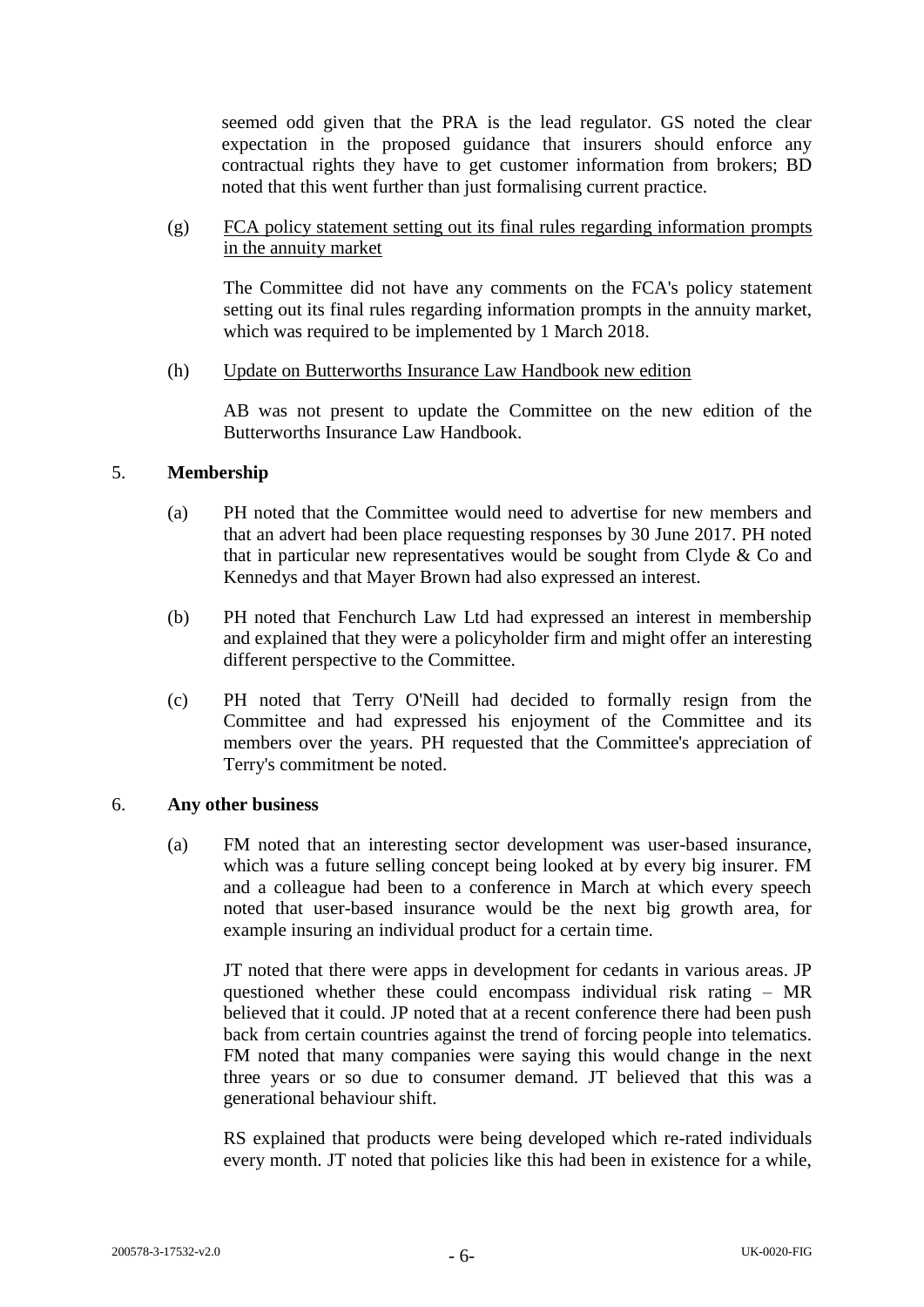seemed odd given that the PRA is the lead regulator. GS noted the clear expectation in the proposed guidance that insurers should enforce any contractual rights they have to get customer information from brokers; BD noted that this went further than just formalising current practice.

(g) <u>FCA policy statement setting out its final rules regarding information prompts in the annuity market</u>

The Committee did not have any comments on the FCA's policy statement setting out its final rules regarding information prompts in the annuity market, which was required to be implemented by 1 March 2018.

(h) <u>Update on Butterworths Insurance Law Handbook new edition</u>

AB was not present to update the Committee on the new edition of the Butterworths Insurance Law Handbook.

5. **Membership**

(a) PH noted that the Committee would need to advertise for new members and that an advert had been place requesting responses by 30 June 2017. PH noted that in particular new representatives would be sought from Clyde & Co and Kennedys and that Mayer Brown had also expressed an interest.

(b) PH noted that Fenchurch Law Ltd had expressed an interest in membership and explained that they were a policyholder firm and might offer an interesting different perspective to the Committee.

(c) PH noted that Terry O'Neill had decided to formally resign from the Committee and had expressed his enjoyment of the Committee and its members over the years. PH requested that the Committee's appreciation of Terry's commitment be noted.

6. **Any other business**

(a) FM noted that an interesting sector development was user-based insurance, which was a future selling concept being looked at by every big insurer. FM and a colleague had been to a conference in March at which every speech noted that user-based insurance would be the next big growth area, for example insuring an individual product for a certain time.

JT noted that there were apps in development for cedants in various areas. JP questioned whether these could encompass individual risk rating – MR believed that it could. JP noted that at a recent conference there had been push back from certain countries against the trend of forcing people into telematics. FM noted that many companies were saying this would change in the next three years or so due to consumer demand. JT believed that this was a generational behaviour shift.

RS explained that products were being developed which re-rated individuals every month. JT noted that policies like this had been in existence for a while,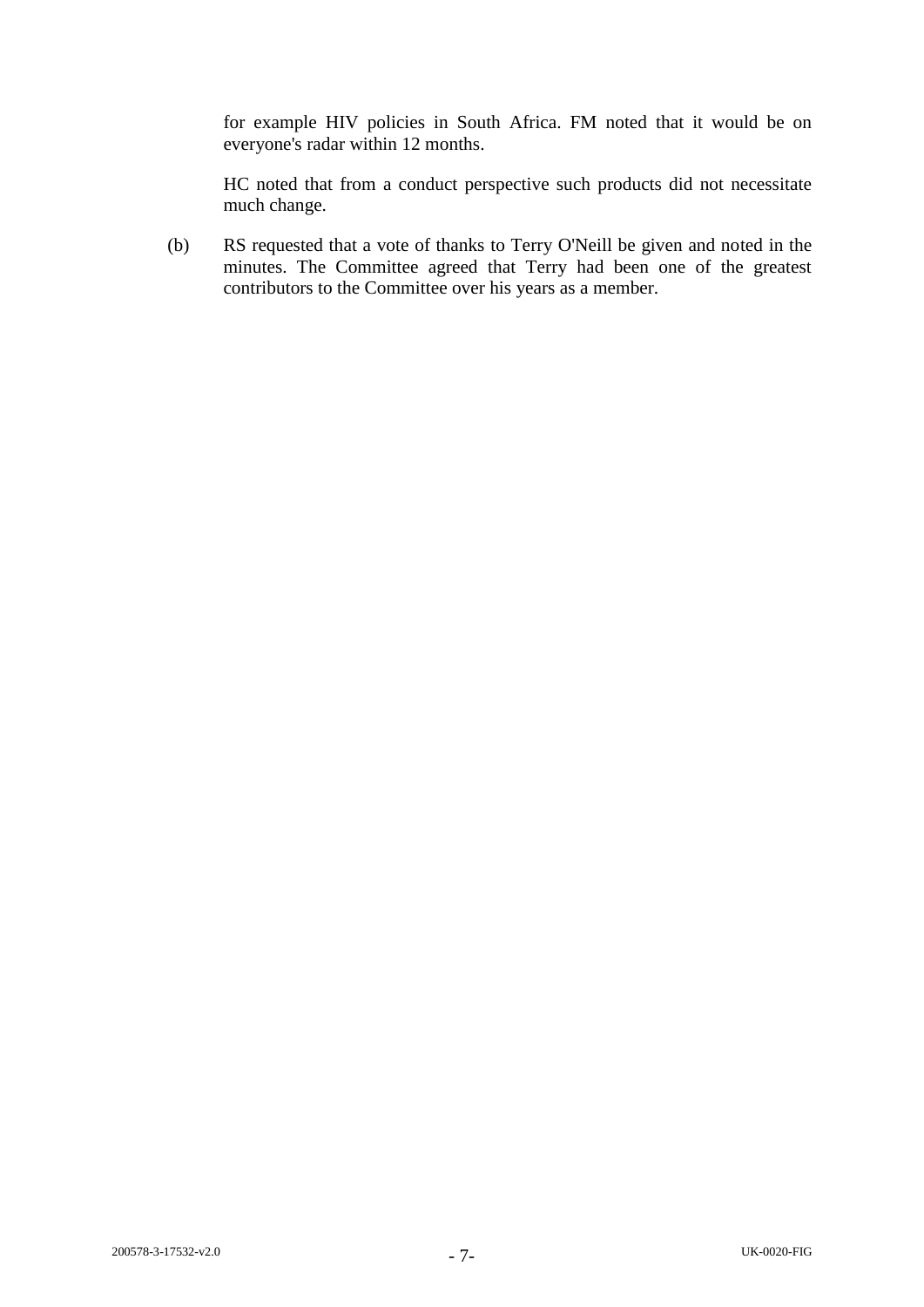for example HIV policies in South Africa. FM noted that it would be on everyone's radar within 12 months.

HC noted that from a conduct perspective such products did not necessitate much change.

(b) RS requested that a vote of thanks to Terry O'Neill be given and noted in the minutes. The Committee agreed that Terry had been one of the greatest contributors to the Committee over his years as a member.